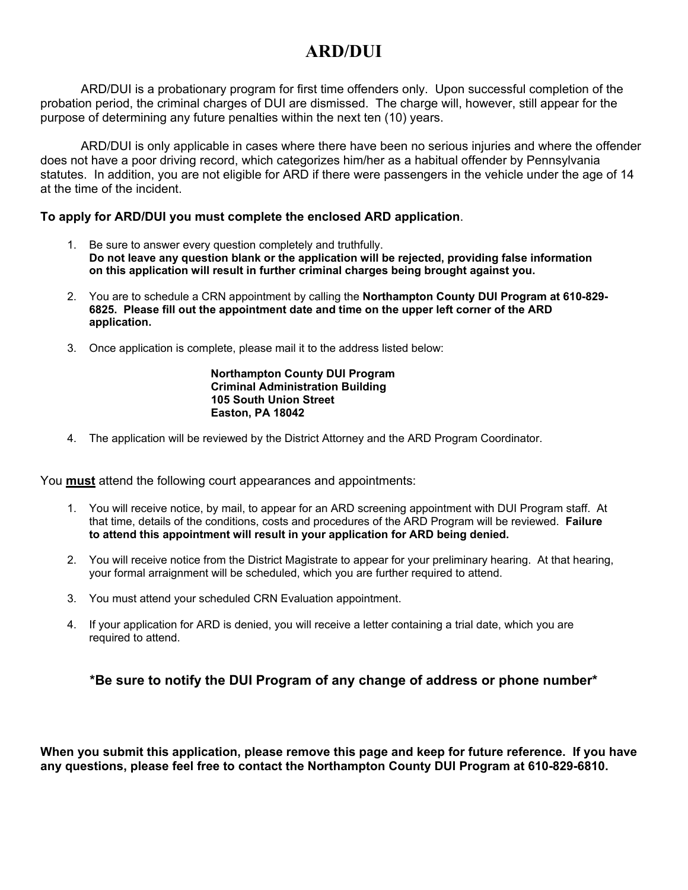# ARD/DUI

ARD/DUI is a probationary program for first time offenders only. Upon successful completion of the probation period, the criminal charges of DUI are dismissed. The charge will, however, still appear for the purpose of determining any future penalties within the next ten (10) years.

ARD/DUI is only applicable in cases where there have been no serious injuries and where the offender does not have a poor driving record, which categorizes him/her as a habitual offender by Pennsylvania statutes. In addition, you are not eligible for ARD if there were passengers in the vehicle under the age of 14 at the time of the incident.

**To apply for ARD/DUI you must complete the enclosed ARD application**.

1. Be sure to answer every question completely and truthfully.
   **Do not leave any question blank or the application will be rejected, providing false information on this application will result in further criminal charges being brought against you.**

2. You are to schedule a CRN appointment by calling the **Northampton County DUI Program at 610-829-6825. Please fill out the appointment date and time on the upper left corner of the ARD application.**

3. Once application is complete, please mail it to the address listed below:

   **Northampton County DUI Program**
   **Criminal Administration Building**
   **105 South Union Street**
   **Easton, PA 18042**

4. The application will be reviewed by the District Attorney and the ARD Program Coordinator.

You **must** attend the following court appearances and appointments:

1. You will receive notice, by mail, to appear for an ARD screening appointment with DUI Program staff. At that time, details of the conditions, costs and procedures of the ARD Program will be reviewed. **Failure to attend this appointment will result in your application for ARD being denied.**

2. You will receive notice from the District Magistrate to appear for your preliminary hearing. At that hearing, your formal arraignment will be scheduled, which you are further required to attend.

3. You must attend your scheduled CRN Evaluation appointment.

4. If your application for ARD is denied, you will receive a letter containing a trial date, which you are required to attend.

**\*Be sure to notify the DUI Program of any change of address or phone number\***

**When you submit this application, please remove this page and keep for future reference. If you have any questions, please feel free to contact the Northampton County DUI Program at 610-829-6810.**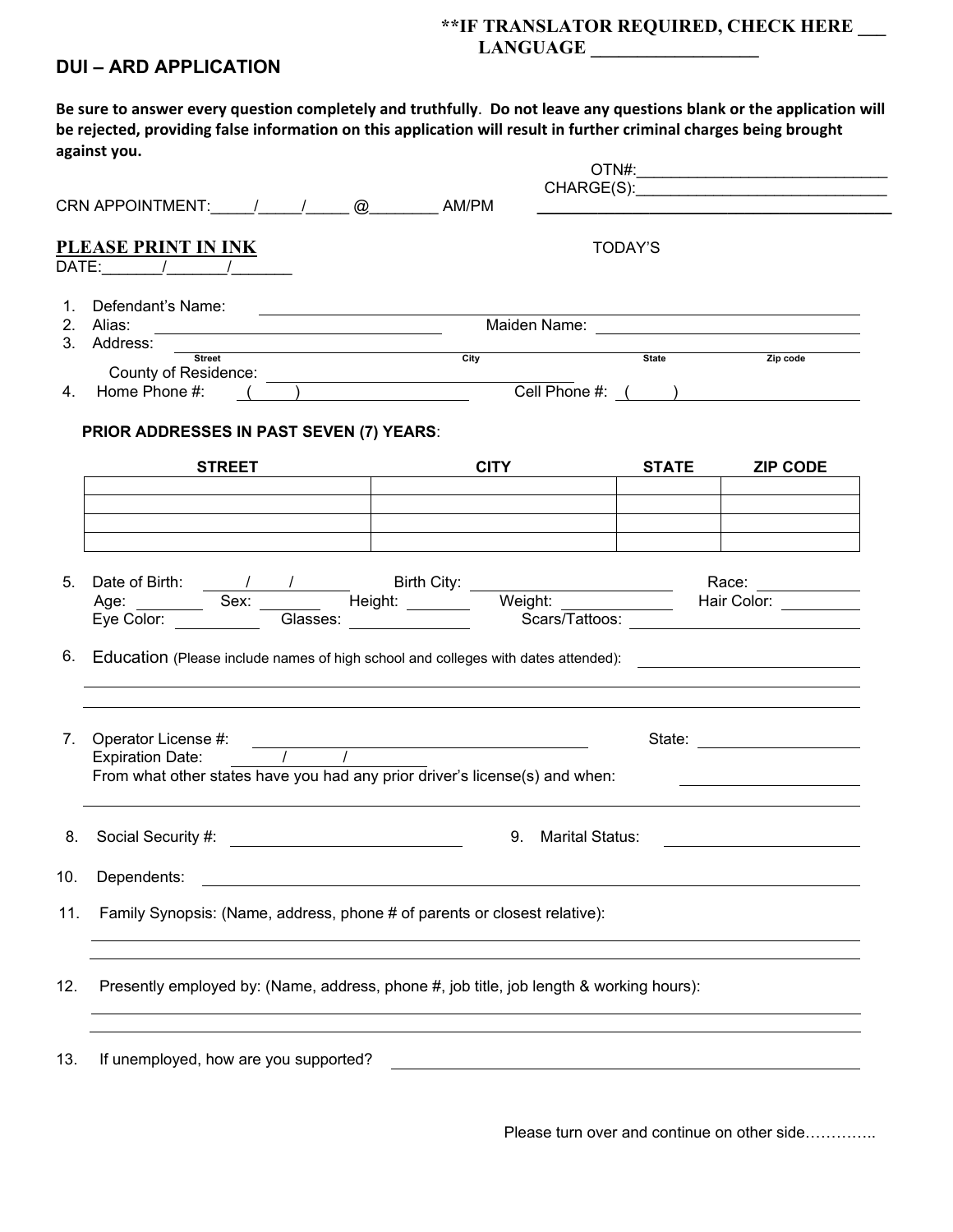**IF TRANSLATOR REQUIRED, CHECK HERE ___
LANGUAGE __________________

## DUI – ARD APPLICATION

**Be sure to answer every question completely and truthfully. Do not leave any questions blank or the application will be rejected, providing false information on this application will result in further criminal charges being brought against you.**

OTN#:____________________________
CHARGE(S):_____________________________
_____________________________________________

CRN APPOINTMENT:_____/_____/_____ @________ AM/PM

**PLEASE PRINT IN INK**

TODAY'S DATE:_______/_______/_______

1. Defendant's Name: ______________________________________________
2. Alias: ____________________________ Maiden Name: ____________________________
3. Address: ______________________________________________
   Street City State Zip code
   County of Residence: ____________________________
4. Home Phone #: ( ) ____________________ Cell Phone #: ( ) ____________________

**PRIOR ADDRESSES IN PAST SEVEN (7) YEARS**:

| STREET | CITY | STATE | ZIP CODE |
|---|---|---|---|
| | | | |
| | | | |
| | | | |
| | | | |

5. Date of Birth: ____/____/____ Birth City: ____________________ Race: __________
   Age: ________ Sex: ________ Height: ________ Weight: ____________ Hair Color: __________
   Eye Color: __________ Glasses: ____________ Scars/Tattoos: ____________________

6. Education (Please include names of high school and colleges with dates attended): ____________________
   ______________________________________________
   ______________________________________________

7. Operator License #: ____________________________ State: ________________
   Expiration Date: ____/____/____
   From what other states have you had any prior driver's license(s) and when: ________________
   ______________________________________________

8. Social Security #: ________________________ 9. Marital Status: ________________

10. Dependents: ______________________________________________

11. Family Synopsis: (Name, address, phone # of parents or closest relative):
    ______________________________________________
    ______________________________________________

12. Presently employed by: (Name, address, phone #, job title, job length & working hours):
    ______________________________________________
    ______________________________________________

13. If unemployed, how are you supported? ______________________________________________

Please turn over and continue on other side…………..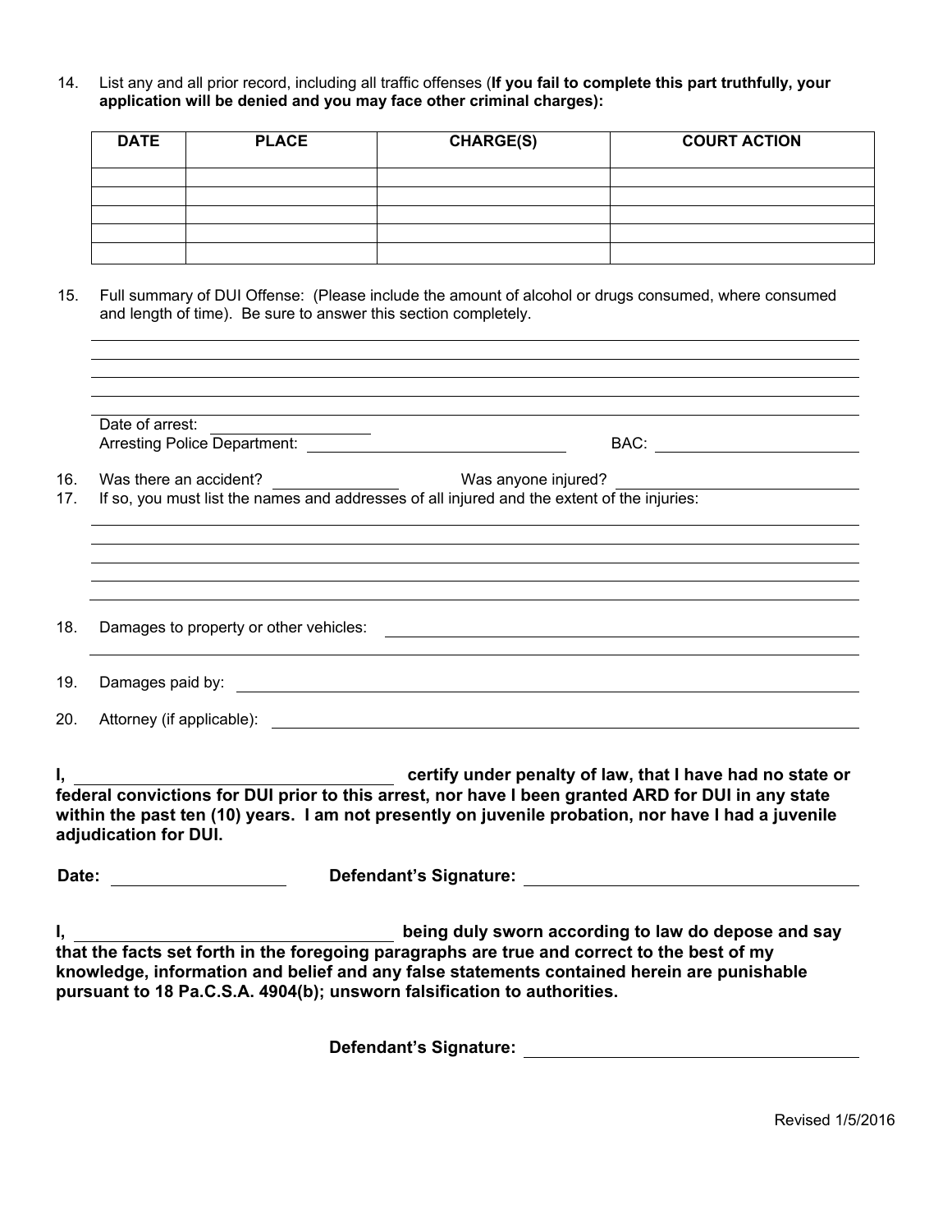14. List any and all prior record, including all traffic offenses (**If you fail to complete this part truthfully, your application will be denied and you may face other criminal charges):**

| DATE | PLACE | CHARGE(S) | COURT ACTION |
|---|---|---|---|
| | | | |
| | | | |
| | | | |
| | | | |
| | | | |

15. Full summary of DUI Offense: (Please include the amount of alcohol or drugs consumed, where consumed and length of time). Be sure to answer this section completely.

_______________________________________________

_______________________________________________

_______________________________________________

_______________________________________________

_______________________________________________

Date of arrest: ____________________

Arresting Police Department: ________________________________ BAC: ________________________

16. Was there an accident? ______________ Was anyone injured? ________________________

17. If so, you must list the names and addresses of all injured and the extent of the injuries:

_______________________________________________

_______________________________________________

_______________________________________________

_______________________________________________

_______________________________________________

18. Damages to property or other vehicles: ________________________________

_______________________________________________

19. Damages paid by: ________________________________

20. Attorney (if applicable): ________________________________

**I, ________________________________ certify under penalty of law, that I have had no state or federal convictions for DUI prior to this arrest, nor have I been granted ARD for DUI in any state within the past ten (10) years. I am not presently on juvenile probation, nor have I had a juvenile adjudication for DUI.**

**Date:** ____________________ **Defendant's Signature:** ________________________________

**I, ________________________________ being duly sworn according to law do depose and say that the facts set forth in the foregoing paragraphs are true and correct to the best of my knowledge, information and belief and any false statements contained herein are punishable pursuant to 18 Pa.C.S.A. 4904(b); unsworn falsification to authorities.**

**Defendant's Signature:** ________________________________

Revised 1/5/2016